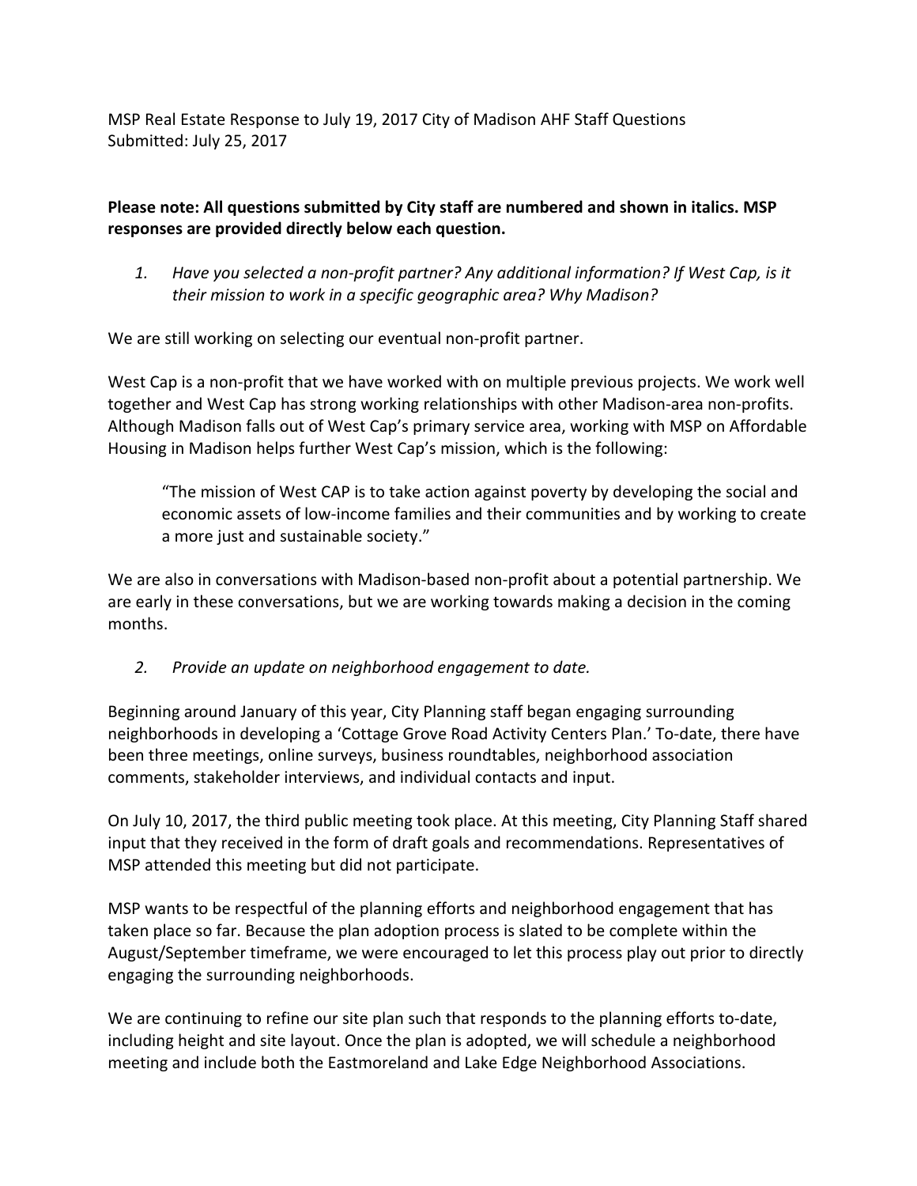MSP Real Estate Response to July 19, 2017 City of Madison AHF Staff Questions
Submitted: July 25, 2017

**Please note: All questions submitted by City staff are numbered and shown in italics. MSP responses are provided directly below each question.**

1. *Have you selected a non-profit partner? Any additional information? If West Cap, is it their mission to work in a specific geographic area? Why Madison?*

We are still working on selecting our eventual non-profit partner.

West Cap is a non-profit that we have worked with on multiple previous projects. We work well together and West Cap has strong working relationships with other Madison-area non-profits. Although Madison falls out of West Cap's primary service area, working with MSP on Affordable Housing in Madison helps further West Cap's mission, which is the following:

> "The mission of West CAP is to take action against poverty by developing the social and economic assets of low-income families and their communities and by working to create a more just and sustainable society."

We are also in conversations with Madison-based non-profit about a potential partnership. We are early in these conversations, but we are working towards making a decision in the coming months.

2. *Provide an update on neighborhood engagement to date.*

Beginning around January of this year, City Planning staff began engaging surrounding neighborhoods in developing a 'Cottage Grove Road Activity Centers Plan.' To-date, there have been three meetings, online surveys, business roundtables, neighborhood association comments, stakeholder interviews, and individual contacts and input.

On July 10, 2017, the third public meeting took place. At this meeting, City Planning Staff shared input that they received in the form of draft goals and recommendations. Representatives of MSP attended this meeting but did not participate.

MSP wants to be respectful of the planning efforts and neighborhood engagement that has taken place so far. Because the plan adoption process is slated to be complete within the August/September timeframe, we were encouraged to let this process play out prior to directly engaging the surrounding neighborhoods.

We are continuing to refine our site plan such that responds to the planning efforts to-date, including height and site layout. Once the plan is adopted, we will schedule a neighborhood meeting and include both the Eastmoreland and Lake Edge Neighborhood Associations.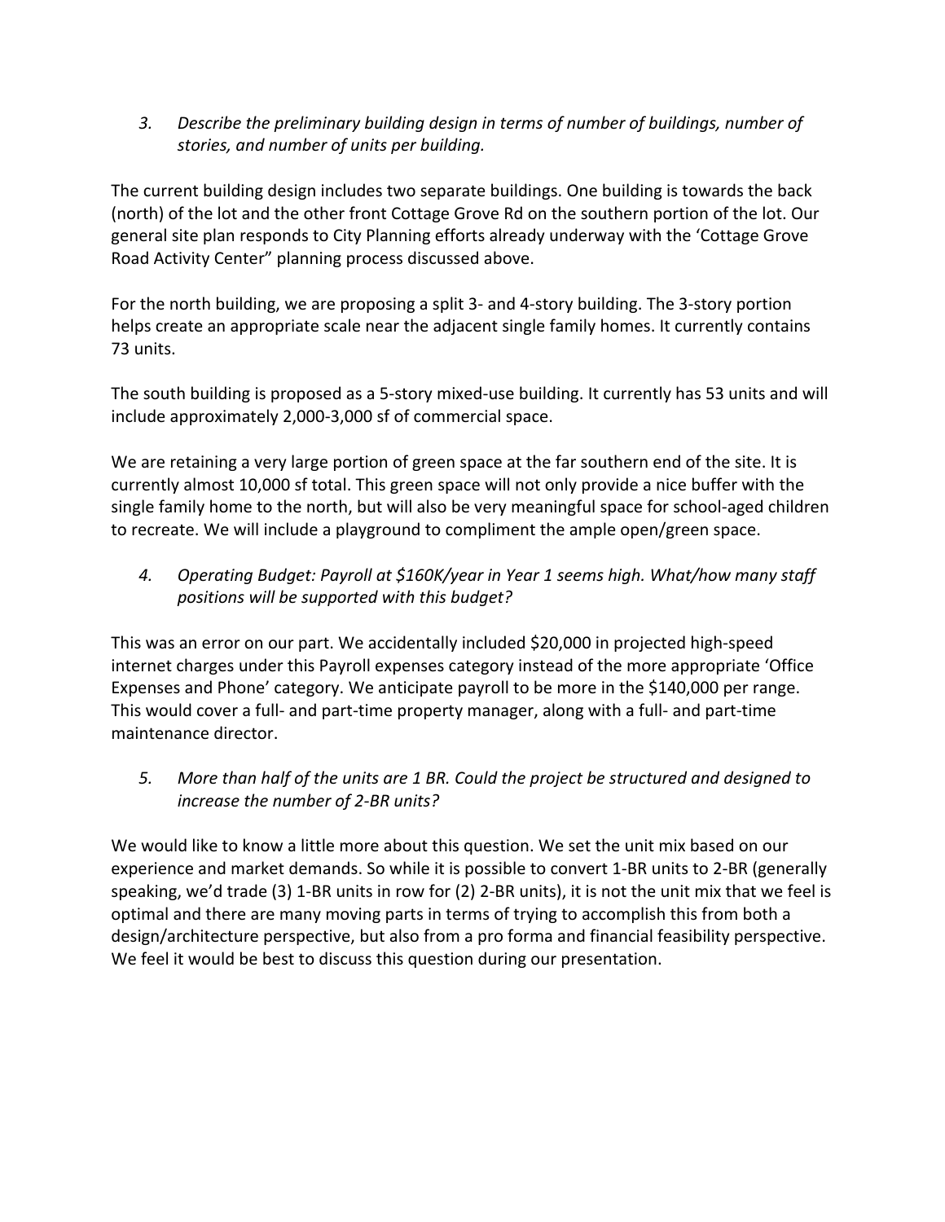3. *Describe the preliminary building design in terms of number of buildings, number of stories, and number of units per building.*

The current building design includes two separate buildings. One building is towards the back (north) of the lot and the other front Cottage Grove Rd on the southern portion of the lot. Our general site plan responds to City Planning efforts already underway with the 'Cottage Grove Road Activity Center" planning process discussed above.

For the north building, we are proposing a split 3- and 4-story building. The 3-story portion helps create an appropriate scale near the adjacent single family homes. It currently contains 73 units.

The south building is proposed as a 5-story mixed-use building. It currently has 53 units and will include approximately 2,000-3,000 sf of commercial space.

We are retaining a very large portion of green space at the far southern end of the site. It is currently almost 10,000 sf total. This green space will not only provide a nice buffer with the single family home to the north, but will also be very meaningful space for school-aged children to recreate. We will include a playground to compliment the ample open/green space.

4. *Operating Budget: Payroll at $160K/year in Year 1 seems high. What/how many staff positions will be supported with this budget?*

This was an error on our part. We accidentally included $20,000 in projected high-speed internet charges under this Payroll expenses category instead of the more appropriate 'Office Expenses and Phone' category. We anticipate payroll to be more in the $140,000 per range. This would cover a full- and part-time property manager, along with a full- and part-time maintenance director.

5. *More than half of the units are 1 BR. Could the project be structured and designed to increase the number of 2-BR units?*

We would like to know a little more about this question. We set the unit mix based on our experience and market demands. So while it is possible to convert 1-BR units to 2-BR (generally speaking, we'd trade (3) 1-BR units in row for (2) 2-BR units), it is not the unit mix that we feel is optimal and there are many moving parts in terms of trying to accomplish this from both a design/architecture perspective, but also from a pro forma and financial feasibility perspective. We feel it would be best to discuss this question during our presentation.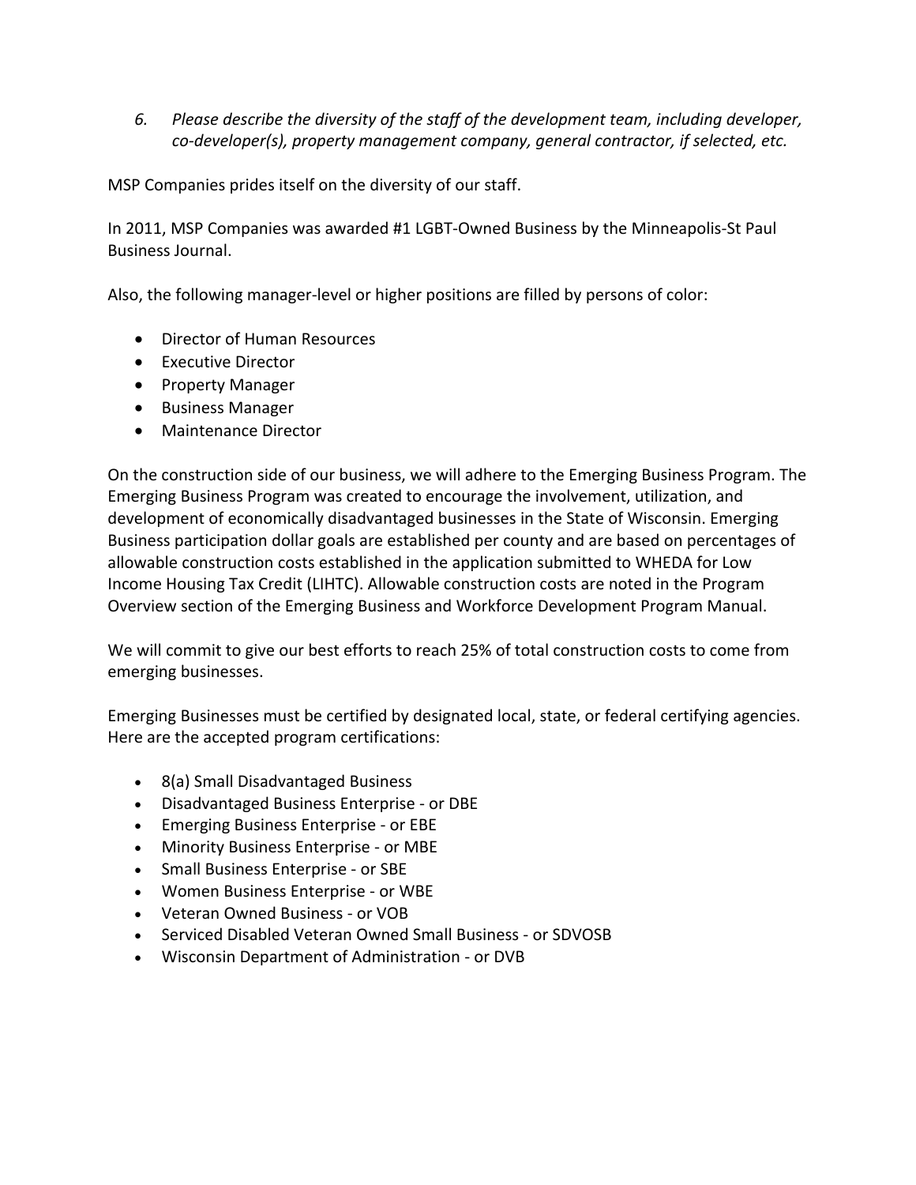6. *Please describe the diversity of the staff of the development team, including developer, co-developer(s), property management company, general contractor, if selected, etc.*

MSP Companies prides itself on the diversity of our staff.

In 2011, MSP Companies was awarded #1 LGBT-Owned Business by the Minneapolis-St Paul Business Journal.

Also, the following manager-level or higher positions are filled by persons of color:

- Director of Human Resources
- Executive Director
- Property Manager
- Business Manager
- Maintenance Director

On the construction side of our business, we will adhere to the Emerging Business Program. The Emerging Business Program was created to encourage the involvement, utilization, and development of economically disadvantaged businesses in the State of Wisconsin. Emerging Business participation dollar goals are established per county and are based on percentages of allowable construction costs established in the application submitted to WHEDA for Low Income Housing Tax Credit (LIHTC). Allowable construction costs are noted in the Program Overview section of the Emerging Business and Workforce Development Program Manual.

We will commit to give our best efforts to reach 25% of total construction costs to come from emerging businesses.

Emerging Businesses must be certified by designated local, state, or federal certifying agencies. Here are the accepted program certifications:

- 8(a) Small Disadvantaged Business
- Disadvantaged Business Enterprise - or DBE
- Emerging Business Enterprise - or EBE
- Minority Business Enterprise - or MBE
- Small Business Enterprise - or SBE
- Women Business Enterprise - or WBE
- Veteran Owned Business - or VOB
- Serviced Disabled Veteran Owned Small Business - or SDVOSB
- Wisconsin Department of Administration - or DVB